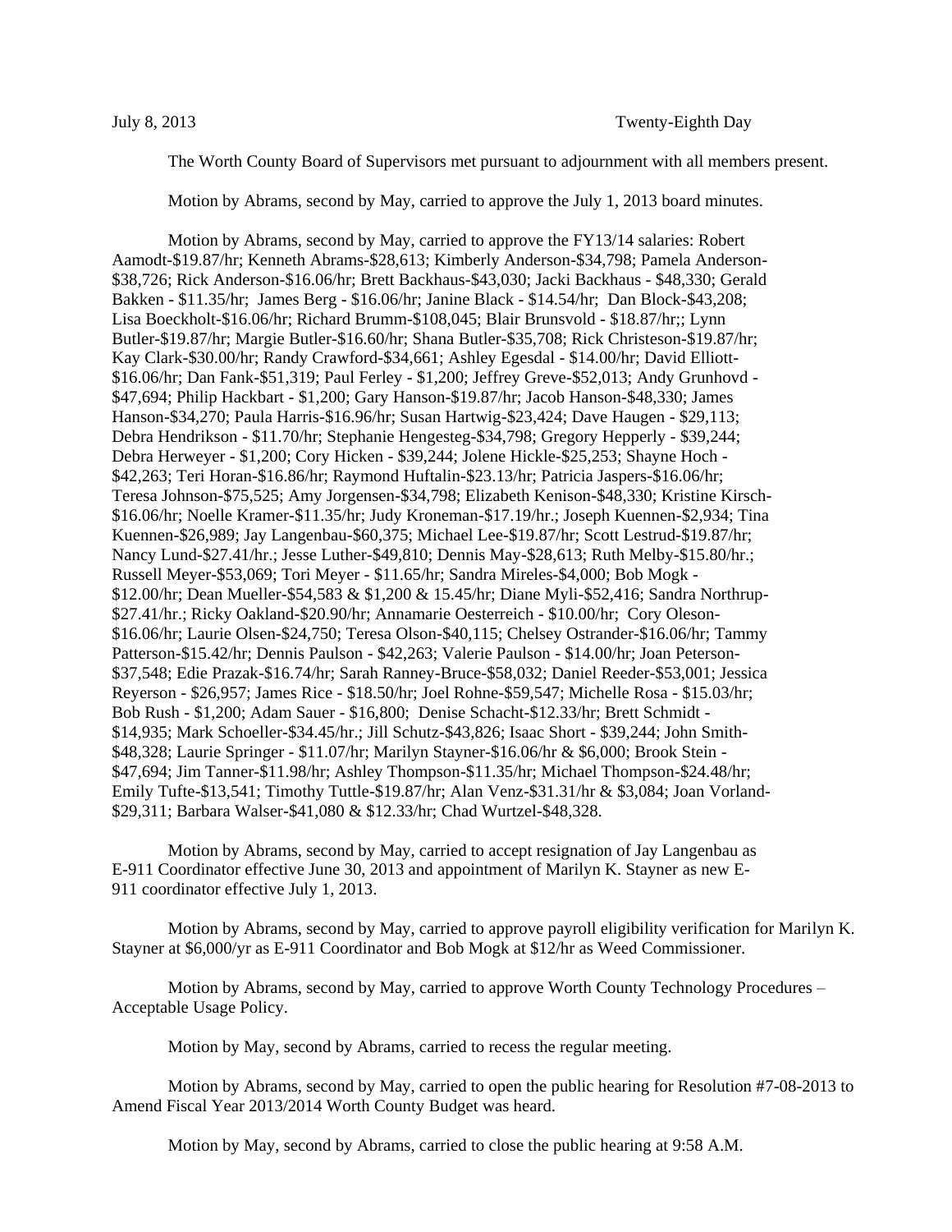July 8, 2013 Twenty-Eighth Day

The Worth County Board of Supervisors met pursuant to adjournment with all members present.

Motion by Abrams, second by May, carried to approve the July 1, 2013 board minutes.

Motion by Abrams, second by May, carried to approve the FY13/14 salaries: Robert Aamodt-$19.87/hr; Kenneth Abrams-$28,613; Kimberly Anderson-$34,798; Pamela Anderson-$38,726; Rick Anderson-$16.06/hr; Brett Backhaus-$43,030; Jacki Backhaus - $48,330; Gerald Bakken - $11.35/hr; James Berg - $16.06/hr; Janine Black - $14.54/hr; Dan Block-$43,208; Lisa Boeckholt-$16.06/hr; Richard Brumm-$108,045; Blair Brunsvold - $18.87/hr;; Lynn Butler-$19.87/hr; Margie Butler-$16.60/hr; Shana Butler-$35,708; Rick Christeson-$19.87/hr; Kay Clark-$30.00/hr; Randy Crawford-$34,661; Ashley Egesdal - $14.00/hr; David Elliott-$16.06/hr; Dan Fank-$51,319; Paul Ferley - $1,200; Jeffrey Greve-$52,013; Andy Grunhovd - $47,694; Philip Hackbart - $1,200; Gary Hanson-$19.87/hr; Jacob Hanson-$48,330; James Hanson-$34,270; Paula Harris-$16.96/hr; Susan Hartwig-$23,424; Dave Haugen - $29,113; Debra Hendrikson - $11.70/hr; Stephanie Hengesteg-$34,798; Gregory Hepperly - $39,244; Debra Herweyer - $1,200; Cory Hicken - $39,244; Jolene Hickle-$25,253; Shayne Hoch - $42,263; Teri Horan-$16.86/hr; Raymond Huftalin-$23.13/hr; Patricia Jaspers-$16.06/hr; Teresa Johnson-$75,525; Amy Jorgensen-$34,798; Elizabeth Kenison-$48,330; Kristine Kirsch-$16.06/hr; Noelle Kramer-$11.35/hr; Judy Kroneman-$17.19/hr.; Joseph Kuennen-$2,934; Tina Kuennen-$26,989; Jay Langenbau-$60,375; Michael Lee-$19.87/hr; Scott Lestrud-$19.87/hr; Nancy Lund-$27.41/hr.; Jesse Luther-$49,810; Dennis May-$28,613; Ruth Melby-$15.80/hr.; Russell Meyer-$53,069; Tori Meyer - $11.65/hr; Sandra Mireles-$4,000; Bob Mogk - $12.00/hr; Dean Mueller-$54,583 & $1,200 & 15.45/hr; Diane Myli-$52,416; Sandra Northrup-$27.41/hr.; Ricky Oakland-$20.90/hr; Annamarie Oesterreich - $10.00/hr; Cory Oleson-$16.06/hr; Laurie Olsen-$24,750; Teresa Olson-$40,115; Chelsey Ostrander-$16.06/hr; Tammy Patterson-$15.42/hr; Dennis Paulson - $42,263; Valerie Paulson - $14.00/hr; Joan Peterson-$37,548; Edie Prazak-$16.74/hr; Sarah Ranney-Bruce-$58,032; Daniel Reeder-$53,001; Jessica Reyerson - $26,957; James Rice - $18.50/hr; Joel Rohne-$59,547; Michelle Rosa - $15.03/hr; Bob Rush - $1,200; Adam Sauer - $16,800; Denise Schacht-$12.33/hr; Brett Schmidt - $14,935; Mark Schoeller-$34.45/hr.; Jill Schutz-$43,826; Isaac Short - $39,244; John Smith-$48,328; Laurie Springer - $11.07/hr; Marilyn Stayner-$16.06/hr & $6,000; Brook Stein - $47,694; Jim Tanner-$11.98/hr; Ashley Thompson-$11.35/hr; Michael Thompson-$24.48/hr; Emily Tufte-$13,541; Timothy Tuttle-$19.87/hr; Alan Venz-$31.31/hr & $3,084; Joan Vorland-$29,311; Barbara Walser-$41,080 & $12.33/hr; Chad Wurtzel-$48,328.

Motion by Abrams, second by May, carried to accept resignation of Jay Langenbau as E-911 Coordinator effective June 30, 2013 and appointment of Marilyn K. Stayner as new E-911 coordinator effective July 1, 2013.

Motion by Abrams, second by May, carried to approve payroll eligibility verification for Marilyn K. Stayner at $6,000/yr as E-911 Coordinator and Bob Mogk at $12/hr as Weed Commissioner.

Motion by Abrams, second by May, carried to approve Worth County Technology Procedures – Acceptable Usage Policy.

Motion by May, second by Abrams, carried to recess the regular meeting.

Motion by Abrams, second by May, carried to open the public hearing for Resolution #7-08-2013 to Amend Fiscal Year 2013/2014 Worth County Budget was heard.

Motion by May, second by Abrams, carried to close the public hearing at 9:58 A.M.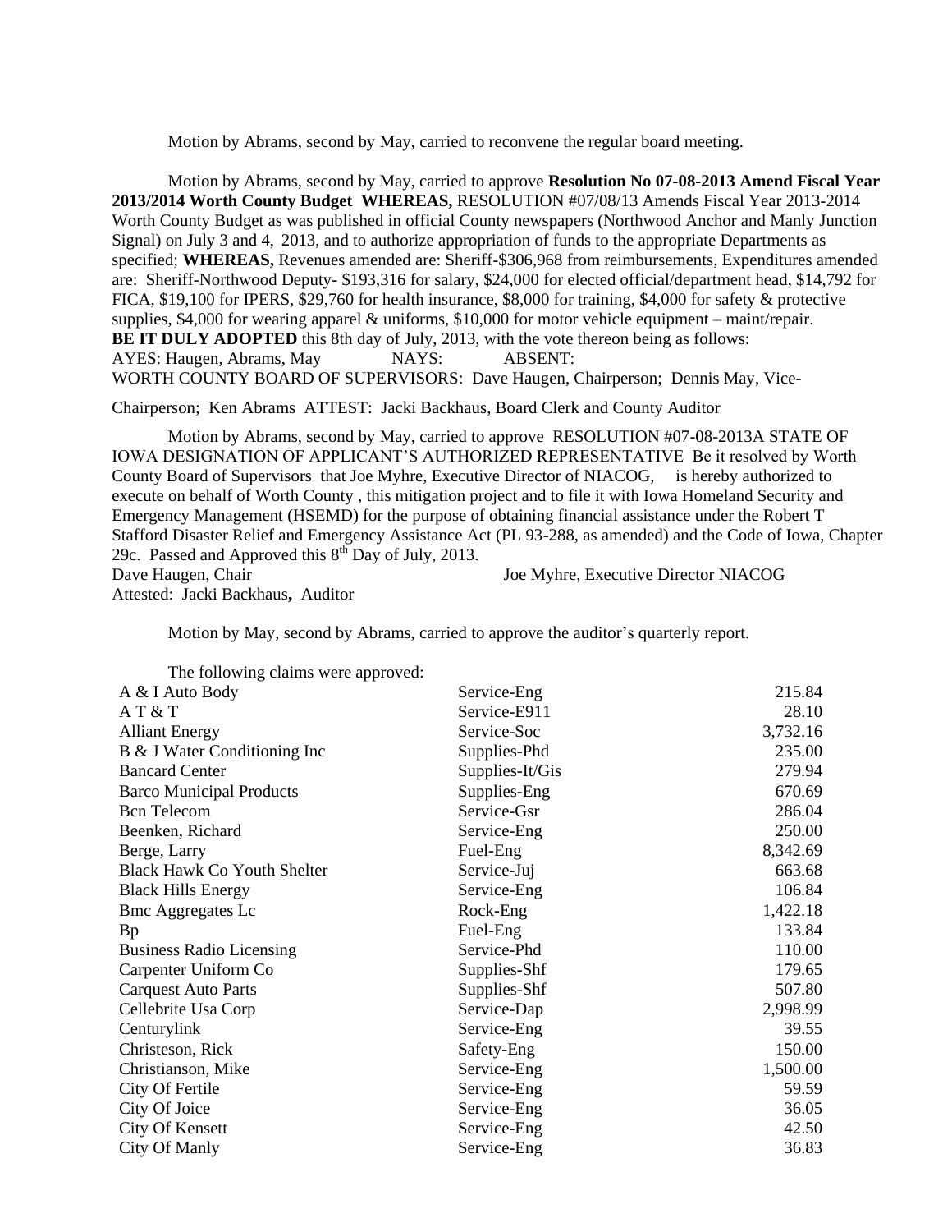Motion by Abrams, second by May, carried to reconvene the regular board meeting.

Motion by Abrams, second by May, carried to approve **Resolution No 07-08-2013 Amend Fiscal Year 2013/2014 Worth County Budget WHEREAS,** RESOLUTION #07/08/13 Amends Fiscal Year 2013-2014 Worth County Budget as was published in official County newspapers (Northwood Anchor and Manly Junction Signal) on July 3 and 4, 2013, and to authorize appropriation of funds to the appropriate Departments as specified; **WHEREAS,** Revenues amended are: Sheriff-$306,968 from reimbursements, Expenditures amended are: Sheriff-Northwood Deputy- $193,316 for salary, $24,000 for elected official/department head, $14,792 for FICA, $19,100 for IPERS, $29,760 for health insurance, $8,000 for training, $4,000 for safety & protective supplies, $4,000 for wearing apparel & uniforms, $10,000 for motor vehicle equipment – maint/repair.
**BE IT DULY ADOPTED** this 8th day of July, 2013, with the vote thereon being as follows:
AYES: Haugen, Abrams, May NAYS: ABSENT:
WORTH COUNTY BOARD OF SUPERVISORS: Dave Haugen, Chairperson; Dennis May, Vice-Chairperson; Ken Abrams ATTEST: Jacki Backhaus, Board Clerk and County Auditor

Motion by Abrams, second by May, carried to approve RESOLUTION #07-08-2013A STATE OF IOWA DESIGNATION OF APPLICANT'S AUTHORIZED REPRESENTATIVE Be it resolved by Worth County Board of Supervisors that Joe Myhre, Executive Director of NIACOG, is hereby authorized to execute on behalf of Worth County , this mitigation project and to file it with Iowa Homeland Security and Emergency Management (HSEMD) for the purpose of obtaining financial assistance under the Robert T Stafford Disaster Relief and Emergency Assistance Act (PL 93-288, as amended) and the Code of Iowa, Chapter 29c. Passed and Approved this 8th Day of July, 2013.
Dave Haugen, Chair Joe Myhre, Executive Director NIACOG
Attested: Jacki Backhaus**,** Auditor

Motion by May, second by Abrams, carried to approve the auditor's quarterly report.

The following claims were approved:

| | | |
|---|---|---|
| A & I Auto Body | Service-Eng | 215.84 |
| A T & T | Service-E911 | 28.10 |
| Alliant Energy | Service-Soc | 3,732.16 |
| B & J Water Conditioning Inc | Supplies-Phd | 235.00 |
| Bancard Center | Supplies-It/Gis | 279.94 |
| Barco Municipal Products | Supplies-Eng | 670.69 |
| Bcn Telecom | Service-Gsr | 286.04 |
| Beenken, Richard | Service-Eng | 250.00 |
| Berge, Larry | Fuel-Eng | 8,342.69 |
| Black Hawk Co Youth Shelter | Service-Juj | 663.68 |
| Black Hills Energy | Service-Eng | 106.84 |
| Bmc Aggregates Lc | Rock-Eng | 1,422.18 |
| Bp | Fuel-Eng | 133.84 |
| Business Radio Licensing | Service-Phd | 110.00 |
| Carpenter Uniform Co | Supplies-Shf | 179.65 |
| Carquest Auto Parts | Supplies-Shf | 507.80 |
| Cellebrite Usa Corp | Service-Dap | 2,998.99 |
| Centurylink | Service-Eng | 39.55 |
| Christeson, Rick | Safety-Eng | 150.00 |
| Christianson, Mike | Service-Eng | 1,500.00 |
| City Of Fertile | Service-Eng | 59.59 |
| City Of Joice | Service-Eng | 36.05 |
| City Of Kensett | Service-Eng | 42.50 |
| City Of Manly | Service-Eng | 36.83 |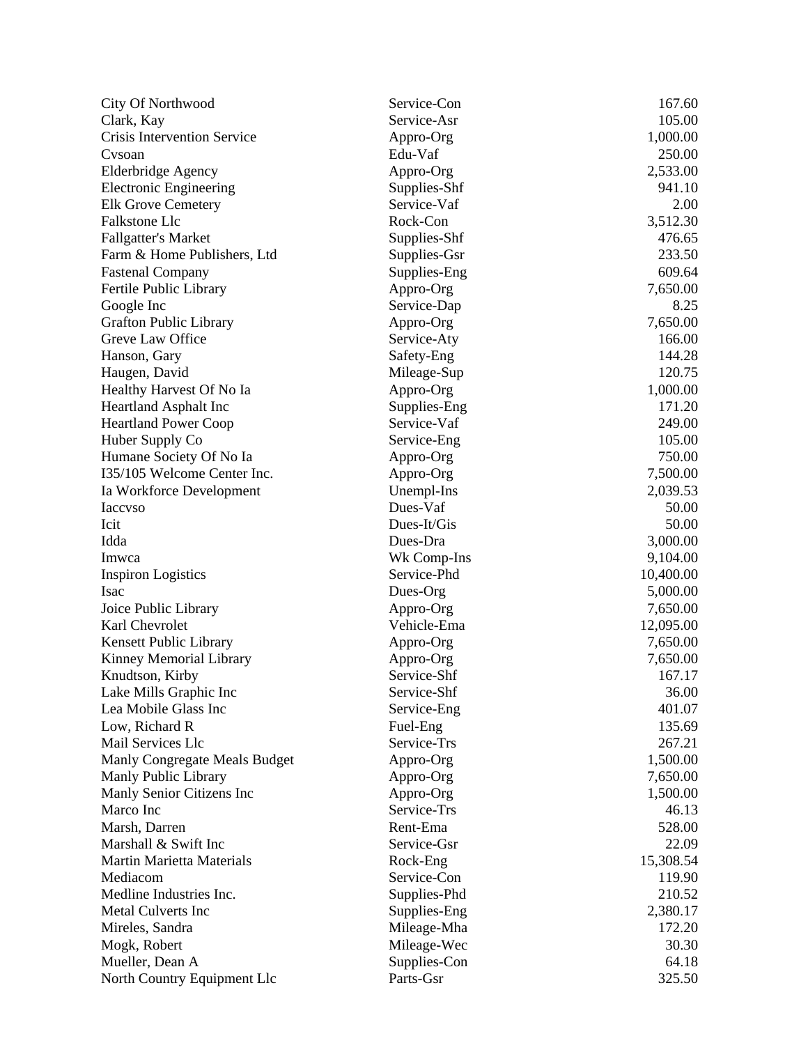| | | |
|---|---|---|
| City Of Northwood | Service-Con | 167.60 |
| Clark, Kay | Service-Asr | 105.00 |
| Crisis Intervention Service | Appro-Org | 1,000.00 |
| Cvsoan | Edu-Vaf | 250.00 |
| Elderbridge Agency | Appro-Org | 2,533.00 |
| Electronic Engineering | Supplies-Shf | 941.10 |
| Elk Grove Cemetery | Service-Vaf | 2.00 |
| Falkstone Llc | Rock-Con | 3,512.30 |
| Fallgatter's Market | Supplies-Shf | 476.65 |
| Farm & Home Publishers, Ltd | Supplies-Gsr | 233.50 |
| Fastenal Company | Supplies-Eng | 609.64 |
| Fertile Public Library | Appro-Org | 7,650.00 |
| Google Inc | Service-Dap | 8.25 |
| Grafton Public Library | Appro-Org | 7,650.00 |
| Greve Law Office | Service-Aty | 166.00 |
| Hanson, Gary | Safety-Eng | 144.28 |
| Haugen, David | Mileage-Sup | 120.75 |
| Healthy Harvest Of No Ia | Appro-Org | 1,000.00 |
| Heartland Asphalt Inc | Supplies-Eng | 171.20 |
| Heartland Power Coop | Service-Vaf | 249.00 |
| Huber Supply Co | Service-Eng | 105.00 |
| Humane Society Of No Ia | Appro-Org | 750.00 |
| I35/105 Welcome Center Inc. | Appro-Org | 7,500.00 |
| Ia Workforce Development | Unempl-Ins | 2,039.53 |
| Iaccvso | Dues-Vaf | 50.00 |
| Icit | Dues-It/Gis | 50.00 |
| Idda | Dues-Dra | 3,000.00 |
| Imwca | Wk Comp-Ins | 9,104.00 |
| Inspiron Logistics | Service-Phd | 10,400.00 |
| Isac | Dues-Org | 5,000.00 |
| Joice Public Library | Appro-Org | 7,650.00 |
| Karl Chevrolet | Vehicle-Ema | 12,095.00 |
| Kensett Public Library | Appro-Org | 7,650.00 |
| Kinney Memorial Library | Appro-Org | 7,650.00 |
| Knudtson, Kirby | Service-Shf | 167.17 |
| Lake Mills Graphic Inc | Service-Shf | 36.00 |
| Lea Mobile Glass Inc | Service-Eng | 401.07 |
| Low, Richard R | Fuel-Eng | 135.69 |
| Mail Services Llc | Service-Trs | 267.21 |
| Manly Congregate Meals Budget | Appro-Org | 1,500.00 |
| Manly Public Library | Appro-Org | 7,650.00 |
| Manly Senior Citizens Inc | Appro-Org | 1,500.00 |
| Marco Inc | Service-Trs | 46.13 |
| Marsh, Darren | Rent-Ema | 528.00 |
| Marshall & Swift Inc | Service-Gsr | 22.09 |
| Martin Marietta Materials | Rock-Eng | 15,308.54 |
| Mediacom | Service-Con | 119.90 |
| Medline Industries Inc. | Supplies-Phd | 210.52 |
| Metal Culverts Inc | Supplies-Eng | 2,380.17 |
| Mireles, Sandra | Mileage-Mha | 172.20 |
| Mogk, Robert | Mileage-Wec | 30.30 |
| Mueller, Dean A | Supplies-Con | 64.18 |
| North Country Equipment Llc | Parts-Gsr | 325.50 |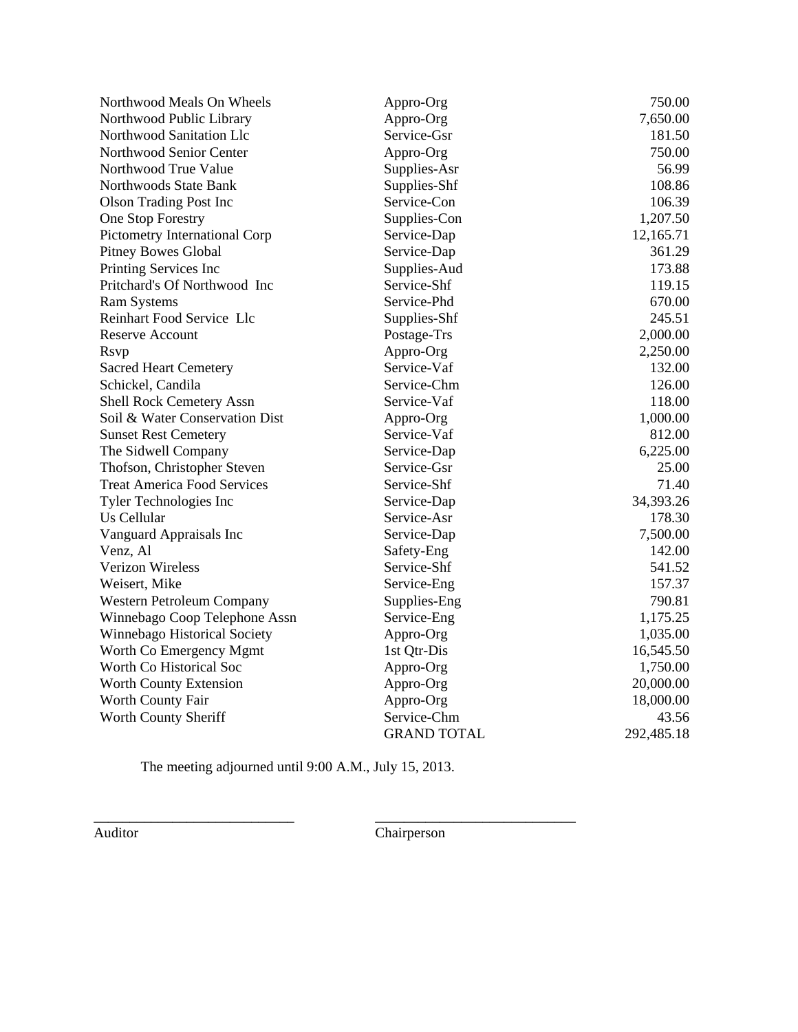| | | |
|---|---|---|
| Northwood Meals On Wheels | Appro-Org | 750.00 |
| Northwood Public Library | Appro-Org | 7,650.00 |
| Northwood Sanitation Llc | Service-Gsr | 181.50 |
| Northwood Senior Center | Appro-Org | 750.00 |
| Northwood True Value | Supplies-Asr | 56.99 |
| Northwoods State Bank | Supplies-Shf | 108.86 |
| Olson Trading Post Inc | Service-Con | 106.39 |
| One Stop Forestry | Supplies-Con | 1,207.50 |
| Pictometry International Corp | Service-Dap | 12,165.71 |
| Pitney Bowes Global | Service-Dap | 361.29 |
| Printing Services Inc | Supplies-Aud | 173.88 |
| Pritchard's Of Northwood Inc | Service-Shf | 119.15 |
| Ram Systems | Service-Phd | 670.00 |
| Reinhart Food Service Llc | Supplies-Shf | 245.51 |
| Reserve Account | Postage-Trs | 2,000.00 |
| Rsvp | Appro-Org | 2,250.00 |
| Sacred Heart Cemetery | Service-Vaf | 132.00 |
| Schickel, Candila | Service-Chm | 126.00 |
| Shell Rock Cemetery Assn | Service-Vaf | 118.00 |
| Soil & Water Conservation Dist | Appro-Org | 1,000.00 |
| Sunset Rest Cemetery | Service-Vaf | 812.00 |
| The Sidwell Company | Service-Dap | 6,225.00 |
| Thofson, Christopher Steven | Service-Gsr | 25.00 |
| Treat America Food Services | Service-Shf | 71.40 |
| Tyler Technologies Inc | Service-Dap | 34,393.26 |
| Us Cellular | Service-Asr | 178.30 |
| Vanguard Appraisals Inc | Service-Dap | 7,500.00 |
| Venz, Al | Safety-Eng | 142.00 |
| Verizon Wireless | Service-Shf | 541.52 |
| Weisert, Mike | Service-Eng | 157.37 |
| Western Petroleum Company | Supplies-Eng | 790.81 |
| Winnebago Coop Telephone Assn | Service-Eng | 1,175.25 |
| Winnebago Historical Society | Appro-Org | 1,035.00 |
| Worth Co Emergency Mgmt | 1st Qtr-Dis | 16,545.50 |
| Worth Co Historical Soc | Appro-Org | 1,750.00 |
| Worth County Extension | Appro-Org | 20,000.00 |
| Worth County Fair | Appro-Org | 18,000.00 |
| Worth County Sheriff | Service-Chm | 43.56 |
| | GRAND TOTAL | 292,485.18 |

The meeting adjourned until 9:00 A.M., July 15, 2013.

_____________________________ _____________________________

Auditor Chairperson